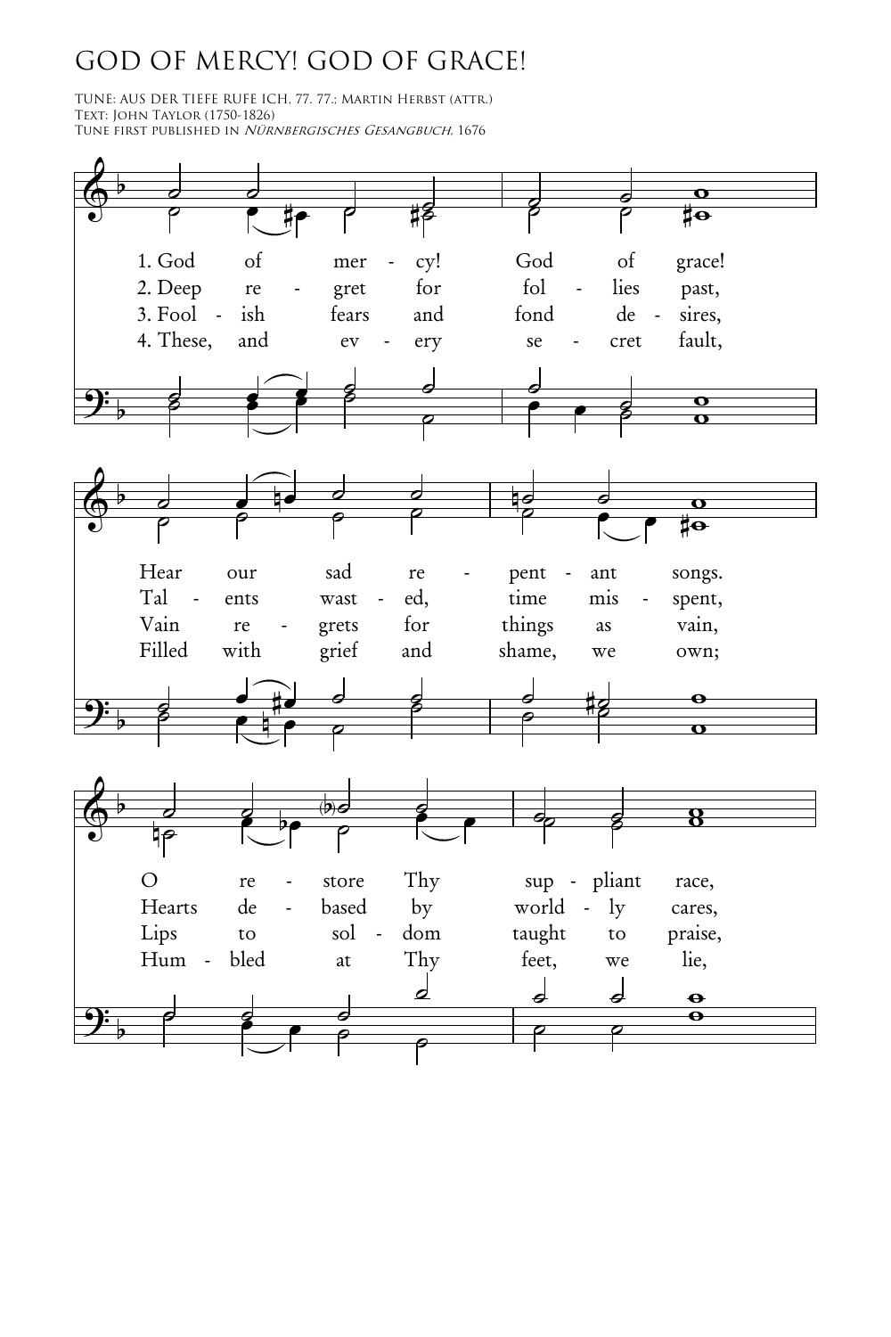# GOD OF MERCY! GOD OF GRACE!

TUNE: AUS DER TIEFE RUFE ICH, 77. 77.; Martin Herbst (attr.)
Text: John Taylor (1750-1826)
Tune first published in *Nürnbergisches Gesangbuch*, 1676

1. God of mercy! God of grace!
Hear our sad repentant songs.
O restore Thy suppliant race,

2. Deep regret for follies past,
Talents wasted, time misspent,
Hearts debased by worldly cares,

3. Foolish fears and fond desires,
Vain regrets for things as vain,
Lips to soldom taught to praise,

4. These, and every secret fault,
Filled with grief and shame, we own;
Humbled at Thy feet, we lie,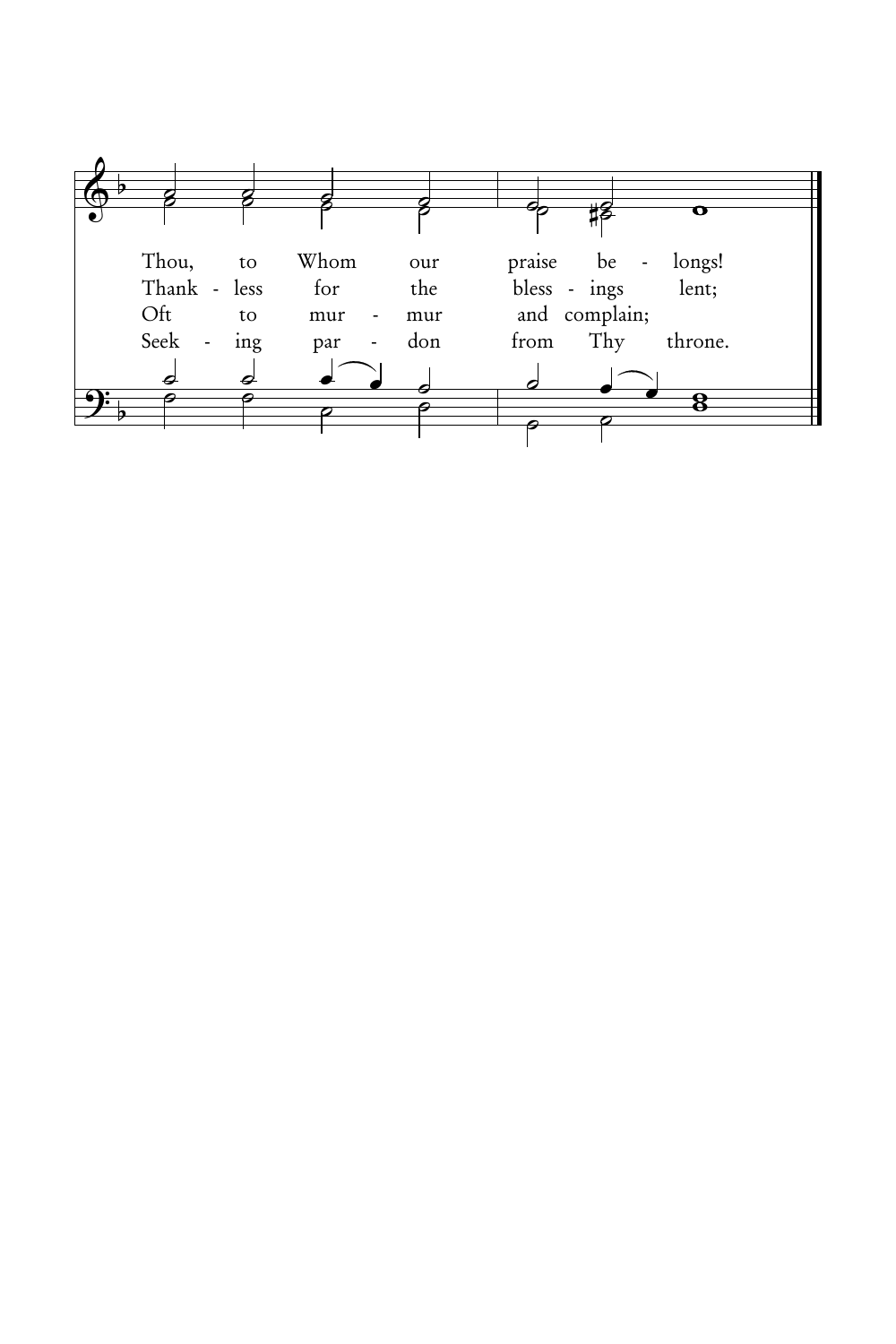Thou, to Whom our praise be - longs!
Thank - less for the bless - ings lent;
Oft to mur - mur and complain;
Seek - ing par - don from Thy throne.